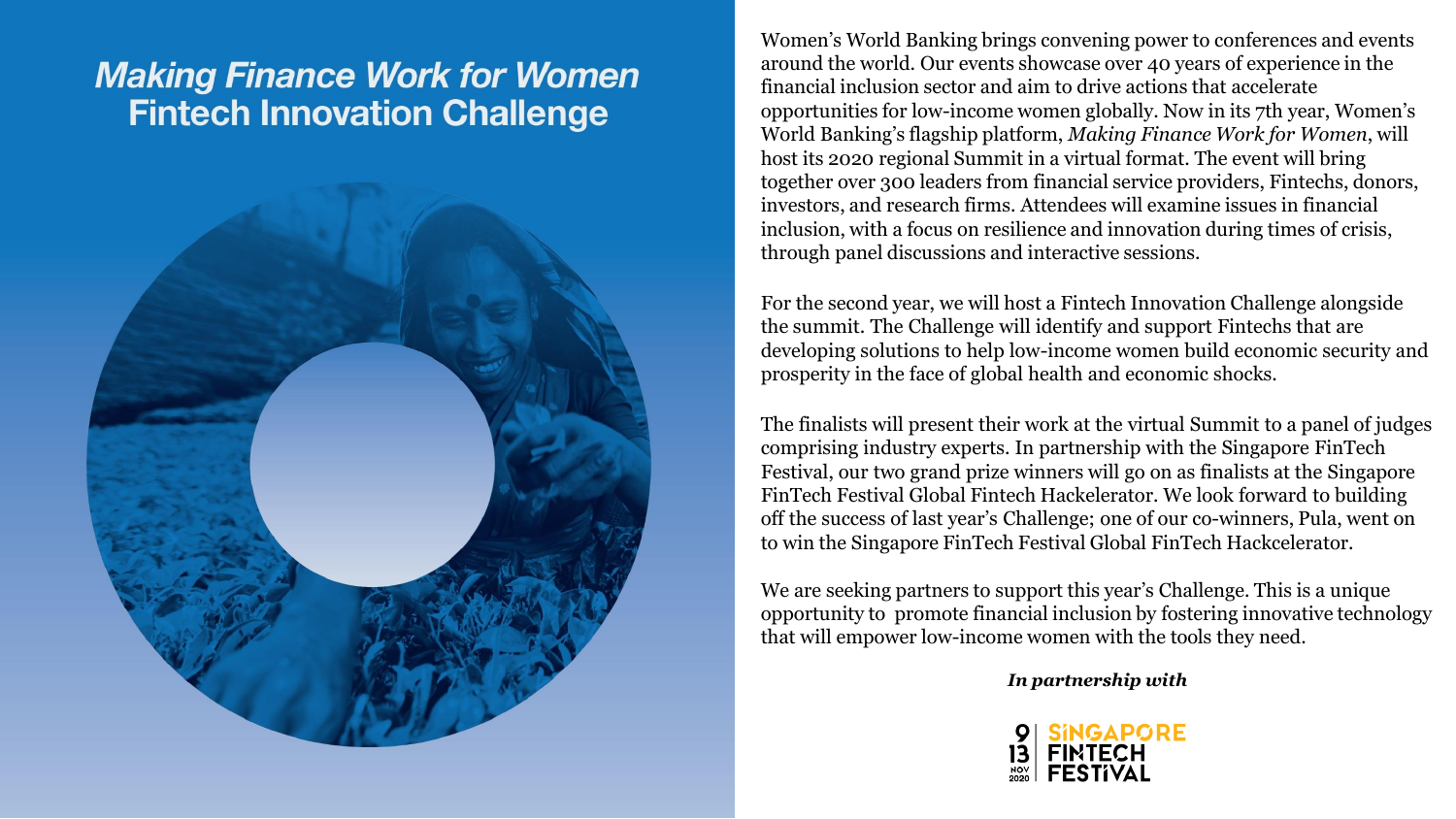# *Making Finance Work for Women*
# Fintech Innovation Challenge

Women's World Banking brings convening power to conferences and events around the world. Our events showcase over 40 years of experience in the financial inclusion sector and aim to drive actions that accelerate opportunities for low-income women globally. Now in its 7th year, Women's World Banking's flagship platform, *Making Finance Work for Women*, will host its 2020 regional Summit in a virtual format. The event will bring together over 300 leaders from financial service providers, Fintechs, donors, investors, and research firms. Attendees will examine issues in financial inclusion, with a focus on resilience and innovation during times of crisis, through panel discussions and interactive sessions.

For the second year, we will host a Fintech Innovation Challenge alongside the summit. The Challenge will identify and support Fintechs that are developing solutions to help low-income women build economic security and prosperity in the face of global health and economic shocks.

The finalists will present their work at the virtual Summit to a panel of judges comprising industry experts. In partnership with the Singapore FinTech Festival, our two grand prize winners will go on as finalists at the Singapore FinTech Festival Global Fintech Hackelerator. We look forward to building off the success of last year's Challenge; one of our co-winners, Pula, went on to win the Singapore FinTech Festival Global FinTech Hackcelerator.

We are seeking partners to support this year's Challenge. This is a unique opportunity to promote financial inclusion by fostering innovative technology that will empower low-income women with the tools they need.

***In partnership with***

9 | 13 NOV 2020 SINGAPORE FINTECH FESTIVAL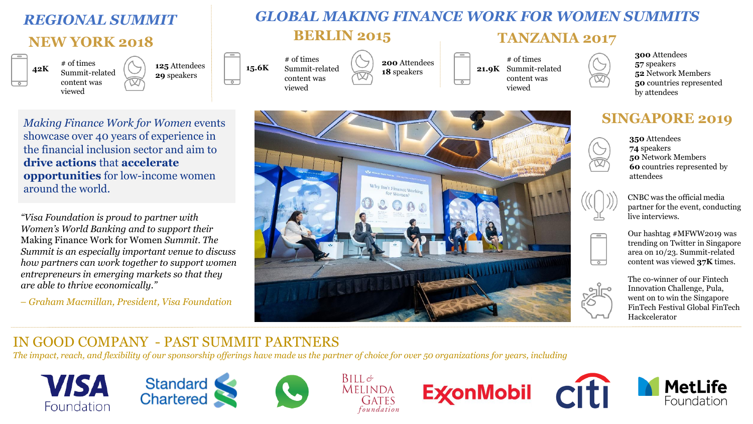## REGIONAL SUMMIT

### NEW YORK 2018

**42K** # of times Summit-related content was viewed

**125** Attendees
**29** speakers

## GLOBAL MAKING FINANCE WORK FOR WOMEN SUMMITS

### BERLIN 2015

**15.6K** # of times Summit-related content was viewed

**200** Attendees
**18** speakers

### TANZANIA 2017

**21.9K** # of times Summit-related content was viewed

**300** Attendees
**57** speakers
**52** Network Members
**50** countries represented by attendees

*Making Finance Work for Women* events showcase over 40 years of experience in the financial inclusion sector and aim to **drive actions** that **accelerate opportunities** for low-income women around the world.

*"Visa Foundation is proud to partner with Women's World Banking and to support their* Making Finance Work for Women *Summit. The Summit is an especially important venue to discuss how partners can work together to support women entrepreneurs in emerging markets so that they are able to thrive economically."*

*– Graham Macmillan, President, Visa Foundation*

### SINGAPORE 2019

**350** Attendees
**74** speakers
**50** Network Members
**60** countries represented by attendees

CNBC was the official media partner for the event, conducting live interviews.

Our hashtag #MFWW2019 was trending on Twitter in Singapore area on 10/23. Summit-related content was viewed **37K** times.

The co-winner of our Fintech Innovation Challenge, Pula, went on to win the Singapore FinTech Festival Global FinTech Hackcelerator

## IN GOOD COMPANY - PAST SUMMIT PARTNERS

*The impact, reach, and flexibility of our sponsorship offerings have made us the partner of choice for over 50 organizations for years, including*

VISA Foundation | Standard Chartered | WhatsApp | Bill & Melinda Gates foundation | ExxonMobil | citi | MetLife Foundation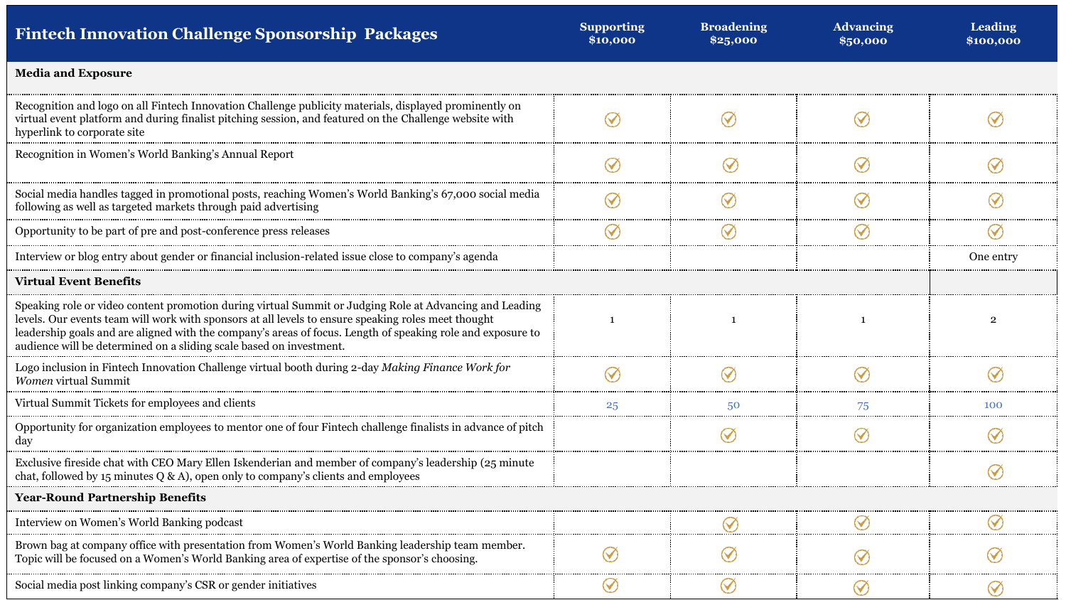| Fintech Innovation Challenge Sponsorship Packages | Supporting $10,000 | Broadening $25,000 | Advancing $50,000 | Leading $100,000 |
|---|---|---|---|---|
| **Media and Exposure** | | | | |
| Recognition and logo on all Fintech Innovation Challenge publicity materials, displayed prominently on virtual event platform and during finalist pitching session, and featured on the Challenge website with hyperlink to corporate site | ✓ | ✓ | ✓ | ✓ |
| Recognition in Women's World Banking's Annual Report | ✓ | ✓ | ✓ | ✓ |
| Social media handles tagged in promotional posts, reaching Women's World Banking's 67,000 social media following as well as targeted markets through paid advertising | ✓ | ✓ | ✓ | ✓ |
| Opportunity to be part of pre and post-conference press releases | ✓ | ✓ | ✓ | ✓ |
| Interview or blog entry about gender or financial inclusion-related issue close to company's agenda | | | | One entry |
| **Virtual Event Benefits** | | | | |
| Speaking role or video content promotion during virtual Summit or Judging Role at Advancing and Leading levels. Our events team will work with sponsors at all levels to ensure speaking roles meet thought leadership goals and are aligned with the company's areas of focus. Length of speaking role and exposure to audience will be determined on a sliding scale based on investment. | 1 | 1 | 1 | 2 |
| Logo inclusion in Fintech Innovation Challenge virtual booth during 2-day *Making Finance Work for Women* virtual Summit | ✓ | ✓ | ✓ | ✓ |
| Virtual Summit Tickets for employees and clients | 25 | 50 | 75 | 100 |
| Opportunity for organization employees to mentor one of four Fintech challenge finalists in advance of pitch day | | ✓ | ✓ | ✓ |
| Exclusive fireside chat with CEO Mary Ellen Iskenderian and member of company's leadership (25 minute chat, followed by 15 minutes Q & A), open only to company's clients and employees | | | | ✓ |
| **Year-Round Partnership Benefits** | | | | |
| Interview on Women's World Banking podcast | | ✓ | ✓ | ✓ |
| Brown bag at company office with presentation from Women's World Banking leadership team member. Topic will be focused on a Women's World Banking area of expertise of the sponsor's choosing. | ✓ | ✓ | ✓ | ✓ |
| Social media post linking company's CSR or gender initiatives | ✓ | ✓ | ✓ | ✓ |